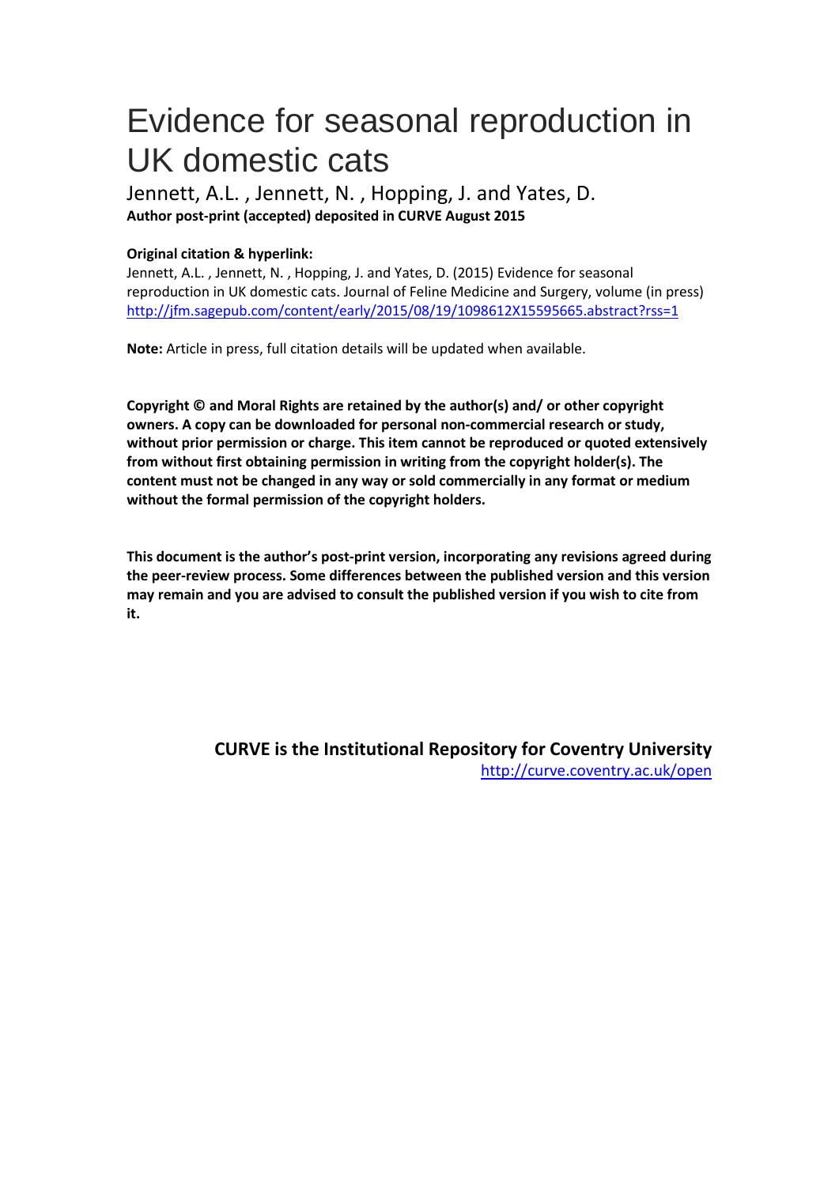# Evidence for seasonal reproduction in UK domestic cats

Jennett, A.L. , Jennett, N. , Hopping, J. and Yates, D.

**Author post-print (accepted) deposited in CURVE August 2015**

**Original citation & hyperlink:**

Jennett, A.L. , Jennett, N. , Hopping, J. and Yates, D. (2015) Evidence for seasonal reproduction in UK domestic cats. Journal of Feline Medicine and Surgery, volume (in press) http://jfm.sagepub.com/content/early/2015/08/19/1098612X15595665.abstract?rss=1

**Note:** Article in press, full citation details will be updated when available.

**Copyright © and Moral Rights are retained by the author(s) and/ or other copyright owners. A copy can be downloaded for personal non-commercial research or study, without prior permission or charge. This item cannot be reproduced or quoted extensively from without first obtaining permission in writing from the copyright holder(s). The content must not be changed in any way or sold commercially in any format or medium without the formal permission of the copyright holders.**

**This document is the author's post-print version, incorporating any revisions agreed during the peer-review process. Some differences between the published version and this version may remain and you are advised to consult the published version if you wish to cite from it.**

**CURVE is the Institutional Repository for Coventry University**

http://curve.coventry.ac.uk/open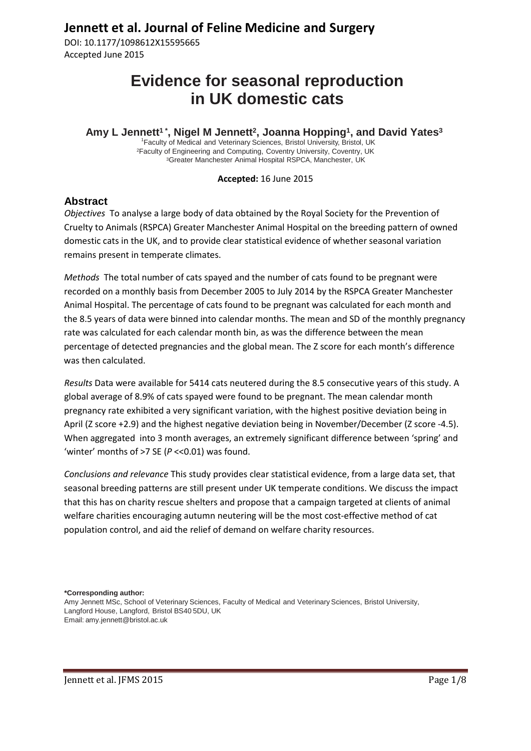# Evidence for seasonal reproduction in UK domestic cats

**Amy L Jennett[1*], Nigel M Jennett[2], Joanna Hopping[1], and David Yates[3]**

[1]Faculty of Medical and Veterinary Sciences, Bristol University, Bristol, UK
[2]Faculty of Engineering and Computing, Coventry University, Coventry, UK
[3]Greater Manchester Animal Hospital RSPCA, Manchester, UK

**Accepted:** 16 June 2015

## Abstract

*Objectives* To analyse a large body of data obtained by the Royal Society for the Prevention of Cruelty to Animals (RSPCA) Greater Manchester Animal Hospital on the breeding pattern of owned domestic cats in the UK, and to provide clear statistical evidence of whether seasonal variation remains present in temperate climates.

*Methods* The total number of cats spayed and the number of cats found to be pregnant were recorded on a monthly basis from December 2005 to July 2014 by the RSPCA Greater Manchester Animal Hospital. The percentage of cats found to be pregnant was calculated for each month and the 8.5 years of data were binned into calendar months. The mean and SD of the monthly pregnancy rate was calculated for each calendar month bin, as was the difference between the mean percentage of detected pregnancies and the global mean. The Z score for each month's difference was then calculated.

*Results* Data were available for 5414 cats neutered during the 8.5 consecutive years of this study. A global average of 8.9% of cats spayed were found to be pregnant. The mean calendar month pregnancy rate exhibited a very significant variation, with the highest positive deviation being in April (Z score +2.9) and the highest negative deviation being in November/December (Z score -4.5). When aggregated into 3 month averages, an extremely significant difference between 'spring' and 'winter' months of >7 SE ($P$ <<0.01) was found.

*Conclusions and relevance* This study provides clear statistical evidence, from a large data set, that seasonal breeding patterns are still present under UK temperate conditions. We discuss the impact that this has on charity rescue shelters and propose that a campaign targeted at clients of animal welfare charities encouraging autumn neutering will be the most cost-effective method of cat population control, and aid the relief of demand on welfare charity resources.

**\*Corresponding author:**
Amy Jennett MSc, School of Veterinary Sciences, Faculty of Medical and Veterinary Sciences, Bristol University, Langford House, Langford, Bristol BS40 5DU, UK
Email: amy.jennett@bristol.ac.uk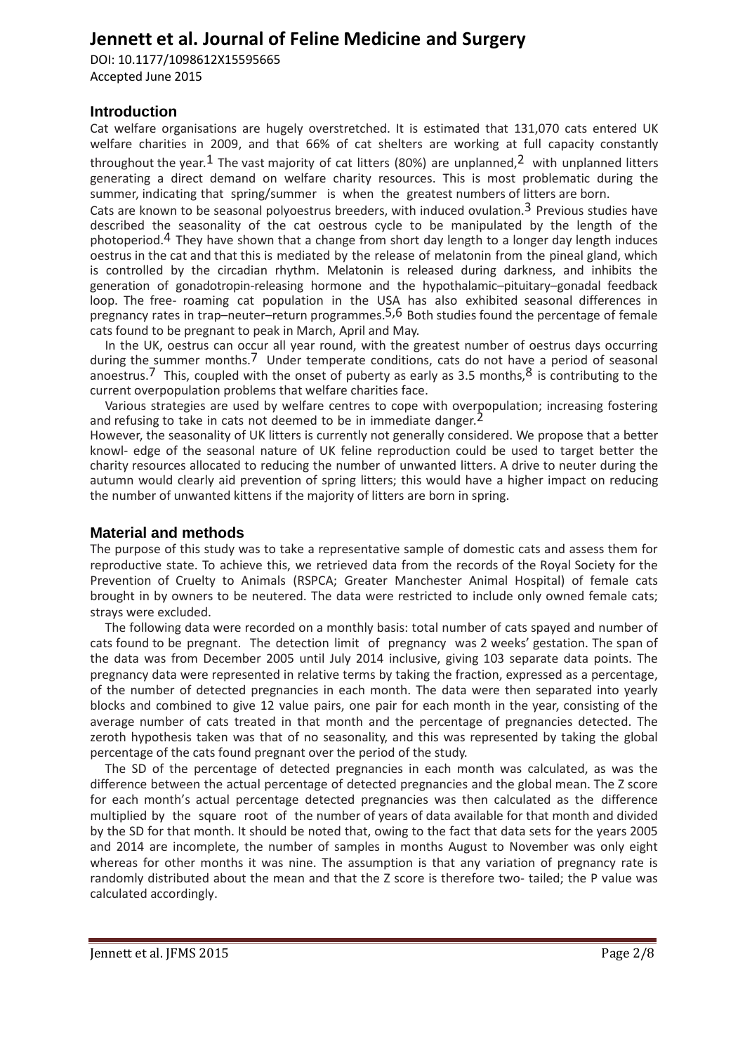## Introduction

Cat welfare organisations are hugely overstretched. It is estimated that 131,070 cats entered UK welfare charities in 2009, and that 66% of cat shelters are working at full capacity constantly throughout the year.[1] The vast majority of cat litters (80%) are unplanned,[2] with unplanned litters generating a direct demand on welfare charity resources. This is most problematic during the summer, indicating that spring/summer is when the greatest numbers of litters are born.

Cats are known to be seasonal polyoestrus breeders, with induced ovulation.[3] Previous studies have described the seasonality of the cat oestrous cycle to be manipulated by the length of the photoperiod.[4] They have shown that a change from short day length to a longer day length induces oestrus in the cat and that this is mediated by the release of melatonin from the pineal gland, which is controlled by the circadian rhythm. Melatonin is released during darkness, and inhibits the generation of gonadotropin-releasing hormone and the hypothalamic–pituitary–gonadal feedback loop. The free- roaming cat population in the USA has also exhibited seasonal differences in pregnancy rates in trap–neuter–return programmes.[5,6] Both studies found the percentage of female cats found to be pregnant to peak in March, April and May.

In the UK, oestrus can occur all year round, with the greatest number of oestrus days occurring during the summer months.[7] Under temperate conditions, cats do not have a period of seasonal anoestrus.[7] This, coupled with the onset of puberty as early as 3.5 months,[8] is contributing to the current overpopulation problems that welfare charities face.

Various strategies are used by welfare centres to cope with overpopulation; increasing fostering and refusing to take in cats not deemed to be in immediate danger.[2]

However, the seasonality of UK litters is currently not generally considered. We propose that a better knowl- edge of the seasonal nature of UK feline reproduction could be used to target better the charity resources allocated to reducing the number of unwanted litters. A drive to neuter during the autumn would clearly aid prevention of spring litters; this would have a higher impact on reducing the number of unwanted kittens if the majority of litters are born in spring.

## Material and methods

The purpose of this study was to take a representative sample of domestic cats and assess them for reproductive state. To achieve this, we retrieved data from the records of the Royal Society for the Prevention of Cruelty to Animals (RSPCA; Greater Manchester Animal Hospital) of female cats brought in by owners to be neutered. The data were restricted to include only owned female cats; strays were excluded.

The following data were recorded on a monthly basis: total number of cats spayed and number of cats found to be pregnant. The detection limit of pregnancy was 2 weeks' gestation. The span of the data was from December 2005 until July 2014 inclusive, giving 103 separate data points. The pregnancy data were represented in relative terms by taking the fraction, expressed as a percentage, of the number of detected pregnancies in each month. The data were then separated into yearly blocks and combined to give 12 value pairs, one pair for each month in the year, consisting of the average number of cats treated in that month and the percentage of pregnancies detected. The zeroth hypothesis taken was that of no seasonality, and this was represented by taking the global percentage of the cats found pregnant over the period of the study.

The SD of the percentage of detected pregnancies in each month was calculated, as was the difference between the actual percentage of detected pregnancies and the global mean. The Z score for each month's actual percentage detected pregnancies was then calculated as the difference multiplied by the square root of the number of years of data available for that month and divided by the SD for that month. It should be noted that, owing to the fact that data sets for the years 2005 and 2014 are incomplete, the number of samples in months August to November was only eight whereas for other months it was nine. The assumption is that any variation of pregnancy rate is randomly distributed about the mean and that the Z score is therefore two- tailed; the P value was calculated accordingly.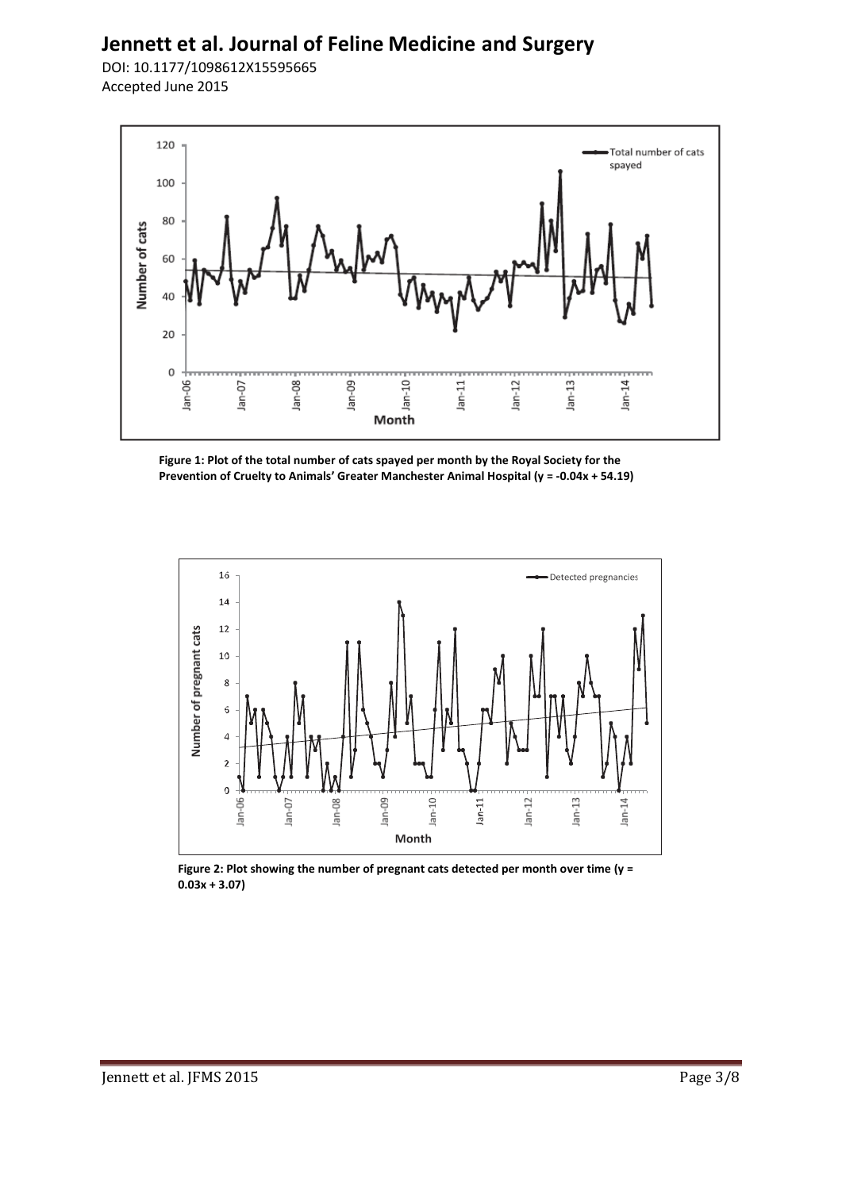Figure 1: Plot of the total number of cats spayed per month by the Royal Society for the Prevention of Cruelty to Animals' Greater Manchester Animal Hospital ($y = -0.04x + 54.19$)

Figure 2: Plot showing the number of pregnant cats detected per month over time ($y = 0.03x + 3.07$)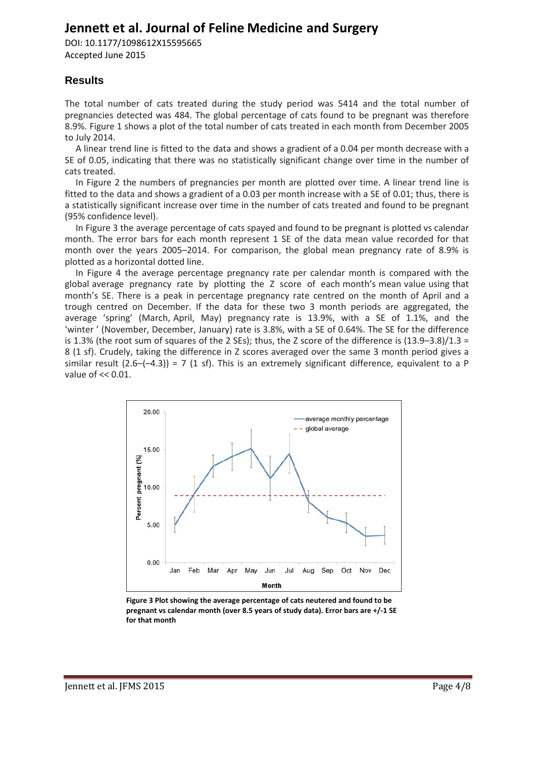## Results

The total number of cats treated during the study period was 5414 and the total number of pregnancies detected was 484. The global percentage of cats found to be pregnant was therefore 8.9%. Figure 1 shows a plot of the total number of cats treated in each month from December 2005 to July 2014.

A linear trend line is fitted to the data and shows a gradient of a 0.04 per month decrease with a SE of 0.05, indicating that there was no statistically significant change over time in the number of cats treated.

In Figure 2 the numbers of pregnancies per month are plotted over time. A linear trend line is fitted to the data and shows a gradient of a 0.03 per month increase with a SE of 0.01; thus, there is a statistically significant increase over time in the number of cats treated and found to be pregnant (95% confidence level).

In Figure 3 the average percentage of cats spayed and found to be pregnant is plotted vs calendar month. The error bars for each month represent 1 SE of the data mean value recorded for that month over the years 2005–2014. For comparison, the global mean pregnancy rate of 8.9% is plotted as a horizontal dotted line.

In Figure 4 the average percentage pregnancy rate per calendar month is compared with the global average pregnancy rate by plotting the Z score of each month's mean value using that month's SE. There is a peak in percentage pregnancy rate centred on the month of April and a trough centred on December. If the data for these two 3 month periods are aggregated, the average 'spring' (March, April, May) pregnancy rate is 13.9%, with a SE of 1.1%, and the 'winter ' (November, December, January) rate is 3.8%, with a SE of 0.64%. The SE for the difference is 1.3% (the root sum of squares of the 2 SEs); thus, the Z score of the difference is (13.9–3.8)/1.3 = 8 (1 sf). Crudely, taking the difference in Z scores averaged over the same 3 month period gives a similar result (2.6–(–4.3)) = 7 (1 sf). This is an extremely significant difference, equivalent to a P value of << 0.01.

**Figure 3 Plot showing the average percentage of cats neutered and found to be pregnant vs calendar month (over 8.5 years of study data). Error bars are +/-1 SE for that month**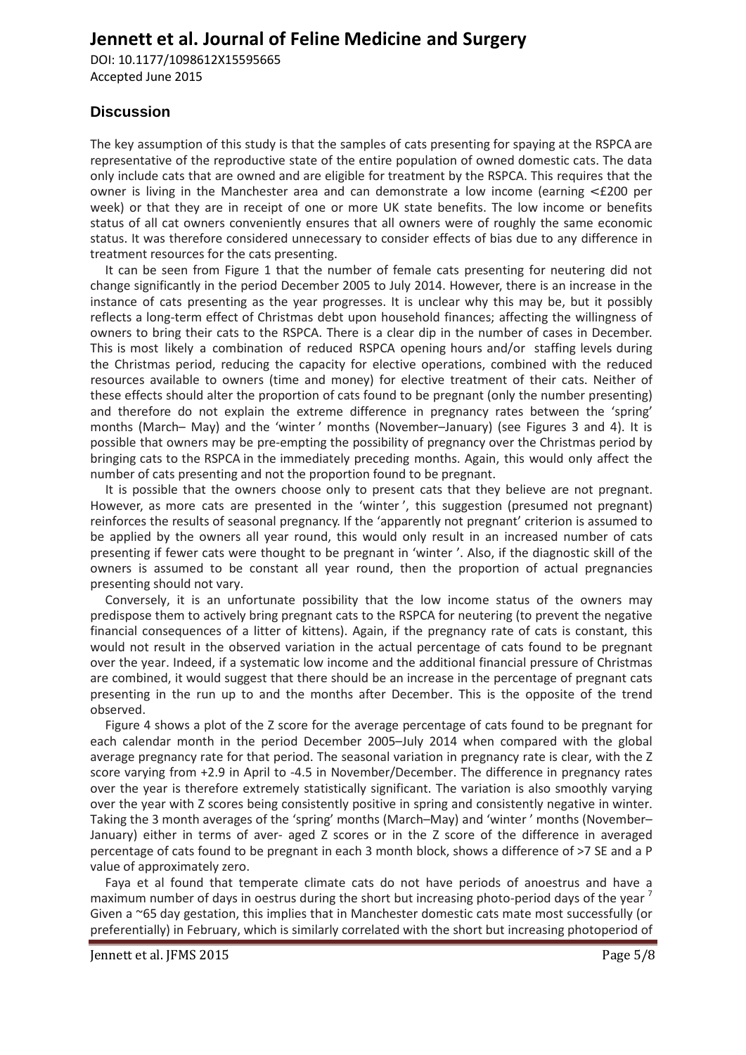## Discussion

The key assumption of this study is that the samples of cats presenting for spaying at the RSPCA are representative of the reproductive state of the entire population of owned domestic cats. The data only include cats that are owned and are eligible for treatment by the RSPCA. This requires that the owner is living in the Manchester area and can demonstrate a low income (earning <£200 per week) or that they are in receipt of one or more UK state benefits. The low income or benefits status of all cat owners conveniently ensures that all owners were of roughly the same economic status. It was therefore considered unnecessary to consider effects of bias due to any difference in treatment resources for the cats presenting.

It can be seen from Figure 1 that the number of female cats presenting for neutering did not change significantly in the period December 2005 to July 2014. However, there is an increase in the instance of cats presenting as the year progresses. It is unclear why this may be, but it possibly reflects a long-term effect of Christmas debt upon household finances; affecting the willingness of owners to bring their cats to the RSPCA. There is a clear dip in the number of cases in December. This is most likely a combination of reduced RSPCA opening hours and/or staffing levels during the Christmas period, reducing the capacity for elective operations, combined with the reduced resources available to owners (time and money) for elective treatment of their cats. Neither of these effects should alter the proportion of cats found to be pregnant (only the number presenting) and therefore do not explain the extreme difference in pregnancy rates between the 'spring' months (March– May) and the 'winter ' months (November–January) (see Figures 3 and 4). It is possible that owners may be pre-empting the possibility of pregnancy over the Christmas period by bringing cats to the RSPCA in the immediately preceding months. Again, this would only affect the number of cats presenting and not the proportion found to be pregnant.

It is possible that the owners choose only to present cats that they believe are not pregnant. However, as more cats are presented in the 'winter ', this suggestion (presumed not pregnant) reinforces the results of seasonal pregnancy. If the 'apparently not pregnant' criterion is assumed to be applied by the owners all year round, this would only result in an increased number of cats presenting if fewer cats were thought to be pregnant in 'winter '. Also, if the diagnostic skill of the owners is assumed to be constant all year round, then the proportion of actual pregnancies presenting should not vary.

Conversely, it is an unfortunate possibility that the low income status of the owners may predispose them to actively bring pregnant cats to the RSPCA for neutering (to prevent the negative financial consequences of a litter of kittens). Again, if the pregnancy rate of cats is constant, this would not result in the observed variation in the actual percentage of cats found to be pregnant over the year. Indeed, if a systematic low income and the additional financial pressure of Christmas are combined, it would suggest that there should be an increase in the percentage of pregnant cats presenting in the run up to and the months after December. This is the opposite of the trend observed.

Figure 4 shows a plot of the Z score for the average percentage of cats found to be pregnant for each calendar month in the period December 2005–July 2014 when compared with the global average pregnancy rate for that period. The seasonal variation in pregnancy rate is clear, with the Z score varying from +2.9 in April to -4.5 in November/December. The difference in pregnancy rates over the year is therefore extremely statistically significant. The variation is also smoothly varying over the year with Z scores being consistently positive in spring and consistently negative in winter. Taking the 3 month averages of the 'spring' months (March–May) and 'winter ' months (November–January) either in terms of aver- aged Z scores or in the Z score of the difference in averaged percentage of cats found to be pregnant in each 3 month block, shows a difference of >7 SE and a P value of approximately zero.

Faya et al found that temperate climate cats do not have periods of anoestrus and have a maximum number of days in oestrus during the short but increasing photo-period days of the year [7] Given a ~65 day gestation, this implies that in Manchester domestic cats mate most successfully (or preferentially) in February, which is similarly correlated with the short but increasing photoperiod of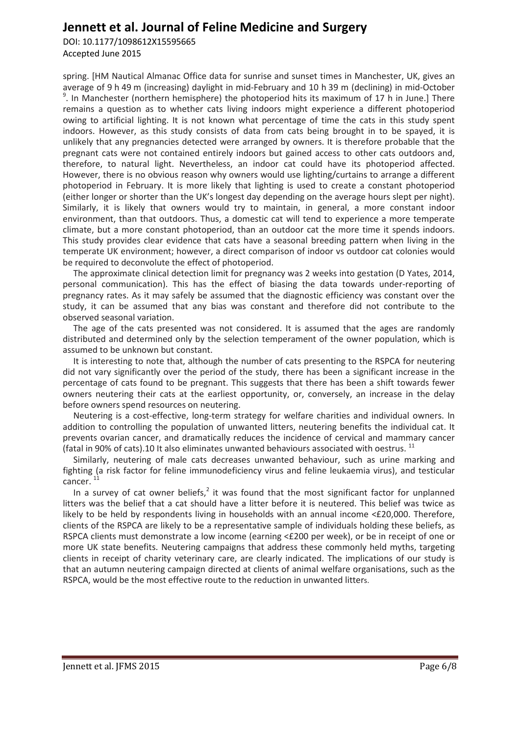spring. [HM Nautical Almanac Office data for sunrise and sunset times in Manchester, UK, gives an average of 9 h 49 m (increasing) daylight in mid-February and 10 h 39 m (declining) in mid-October [9]. In Manchester (northern hemisphere) the photoperiod hits its maximum of 17 h in June.] There remains a question as to whether cats living indoors might experience a different photoperiod owing to artificial lighting. It is not known what percentage of time the cats in this study spent indoors. However, as this study consists of data from cats being brought in to be spayed, it is unlikely that any pregnancies detected were arranged by owners. It is therefore probable that the pregnant cats were not contained entirely indoors but gained access to other cats outdoors and, therefore, to natural light. Nevertheless, an indoor cat could have its photoperiod affected. However, there is no obvious reason why owners would use lighting/curtains to arrange a different photoperiod in February. It is more likely that lighting is used to create a constant photoperiod (either longer or shorter than the UK's longest day depending on the average hours slept per night). Similarly, it is likely that owners would try to maintain, in general, a more constant indoor environment, than that outdoors. Thus, a domestic cat will tend to experience a more temperate climate, but a more constant photoperiod, than an outdoor cat the more time it spends indoors. This study provides clear evidence that cats have a seasonal breeding pattern when living in the temperate UK environment; however, a direct comparison of indoor vs outdoor cat colonies would be required to deconvolute the effect of photoperiod.

The approximate clinical detection limit for pregnancy was 2 weeks into gestation (D Yates, 2014, personal communication). This has the effect of biasing the data towards under-reporting of pregnancy rates. As it may safely be assumed that the diagnostic efficiency was constant over the study, it can be assumed that any bias was constant and therefore did not contribute to the observed seasonal variation.

The age of the cats presented was not considered. It is assumed that the ages are randomly distributed and determined only by the selection temperament of the owner population, which is assumed to be unknown but constant.

It is interesting to note that, although the number of cats presenting to the RSPCA for neutering did not vary significantly over the period of the study, there has been a significant increase in the percentage of cats found to be pregnant. This suggests that there has been a shift towards fewer owners neutering their cats at the earliest opportunity, or, conversely, an increase in the delay before owners spend resources on neutering.

Neutering is a cost-effective, long-term strategy for welfare charities and individual owners. In addition to controlling the population of unwanted litters, neutering benefits the individual cat. It prevents ovarian cancer, and dramatically reduces the incidence of cervical and mammary cancer (fatal in 90% of cats).10 It also eliminates unwanted behaviours associated with oestrus. [11]

Similarly, neutering of male cats decreases unwanted behaviour, such as urine marking and fighting (a risk factor for feline immunodeficiency virus and feline leukaemia virus), and testicular cancer. [11]

In a survey of cat owner beliefs,[2] it was found that the most significant factor for unplanned litters was the belief that a cat should have a litter before it is neutered. This belief was twice as likely to be held by respondents living in households with an annual income <£20,000. Therefore, clients of the RSPCA are likely to be a representative sample of individuals holding these beliefs, as RSPCA clients must demonstrate a low income (earning <£200 per week), or be in receipt of one or more UK state benefits. Neutering campaigns that address these commonly held myths, targeting clients in receipt of charity veterinary care, are clearly indicated. The implications of our study is that an autumn neutering campaign directed at clients of animal welfare organisations, such as the RSPCA, would be the most effective route to the reduction in unwanted litters.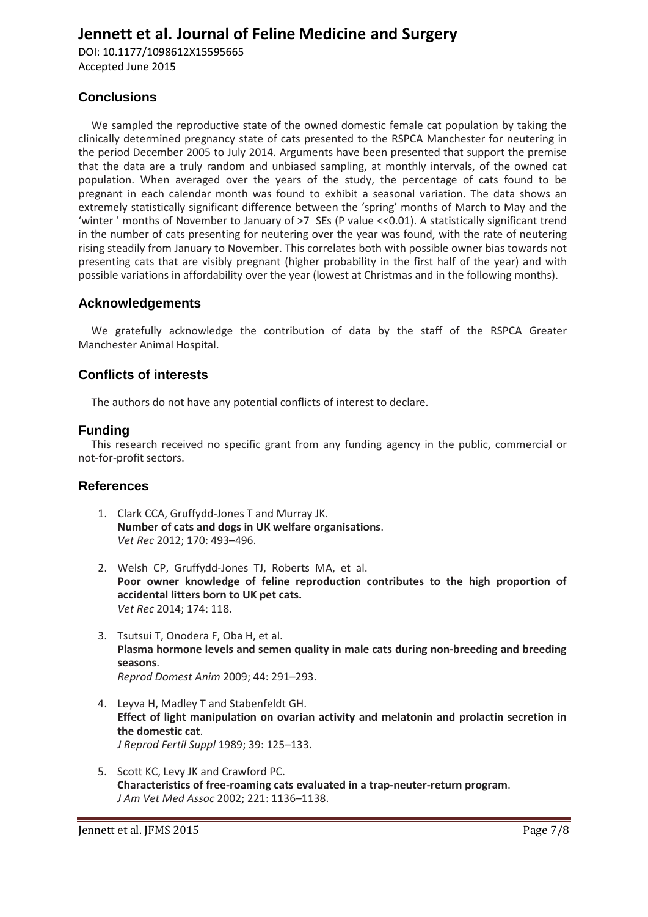## Conclusions

We sampled the reproductive state of the owned domestic female cat population by taking the clinically determined pregnancy state of cats presented to the RSPCA Manchester for neutering in the period December 2005 to July 2014. Arguments have been presented that support the premise that the data are a truly random and unbiased sampling, at monthly intervals, of the owned cat population. When averaged over the years of the study, the percentage of cats found to be pregnant in each calendar month was found to exhibit a seasonal variation. The data shows an extremely statistically significant difference between the 'spring' months of March to May and the 'winter ' months of November to January of >7 SEs (P value <<0.01). A statistically significant trend in the number of cats presenting for neutering over the year was found, with the rate of neutering rising steadily from January to November. This correlates both with possible owner bias towards not presenting cats that are visibly pregnant (higher probability in the first half of the year) and with possible variations in affordability over the year (lowest at Christmas and in the following months).

## Acknowledgements

We gratefully acknowledge the contribution of data by the staff of the RSPCA Greater Manchester Animal Hospital.

## Conflicts of interests

The authors do not have any potential conflicts of interest to declare.

## Funding

This research received no specific grant from any funding agency in the public, commercial or not-for-profit sectors.

## References

1. Clark CCA, Gruffydd-Jones T and Murray JK.
   **Number of cats and dogs in UK welfare organisations**.
   *Vet Rec* 2012; 170: 493–496.

2. Welsh CP, Gruffydd-Jones TJ, Roberts MA, et al.
   **Poor owner knowledge of feline reproduction contributes to the high proportion of accidental litters born to UK pet cats.**
   *Vet Rec* 2014; 174: 118.

3. Tsutsui T, Onodera F, Oba H, et al.
   **Plasma hormone levels and semen quality in male cats during non-breeding and breeding seasons**.
   *Reprod Domest Anim* 2009; 44: 291–293.

4. Leyva H, Madley T and Stabenfeldt GH.
   **Effect of light manipulation on ovarian activity and melatonin and prolactin secretion in the domestic cat**.
   *J Reprod Fertil Suppl* 1989; 39: 125–133.

5. Scott KC, Levy JK and Crawford PC.
   **Characteristics of free-roaming cats evaluated in a trap-neuter-return program**.
   *J Am Vet Med Assoc* 2002; 221: 1136–1138.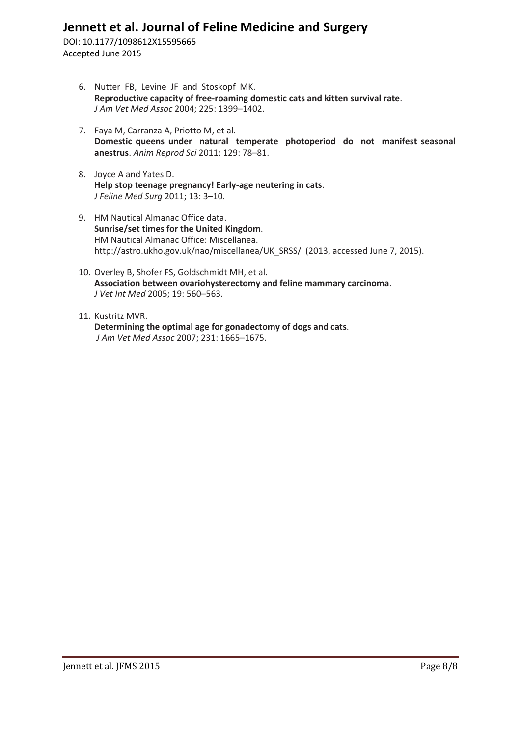6. Nutter FB, Levine JF and Stoskopf MK.
   **Reproductive capacity of free-roaming domestic cats and kitten survival rate**.
   *J Am Vet Med Assoc* 2004; 225: 1399–1402.

7. Faya M, Carranza A, Priotto M, et al.
   **Domestic queens under natural temperate photoperiod do not manifest seasonal anestrus**. *Anim Reprod Sci* 2011; 129: 78–81.

8. Joyce A and Yates D.
   **Help stop teenage pregnancy! Early-age neutering in cats**.
   *J Feline Med Surg* 2011; 13: 3–10.

9. HM Nautical Almanac Office data.
   **Sunrise/set times for the United Kingdom**.
   HM Nautical Almanac Office: Miscellanea.
   http://astro.ukho.gov.uk/nao/miscellanea/UK_SRSS/ (2013, accessed June 7, 2015).

10. Overley B, Shofer FS, Goldschmidt MH, et al.
    **Association between ovariohysterectomy and feline mammary carcinoma**.
    *J Vet Int Med* 2005; 19: 560–563.

11. Kustritz MVR.
    **Determining the optimal age for gonadectomy of dogs and cats**.
    *J Am Vet Med Assoc* 2007; 231: 1665–1675.